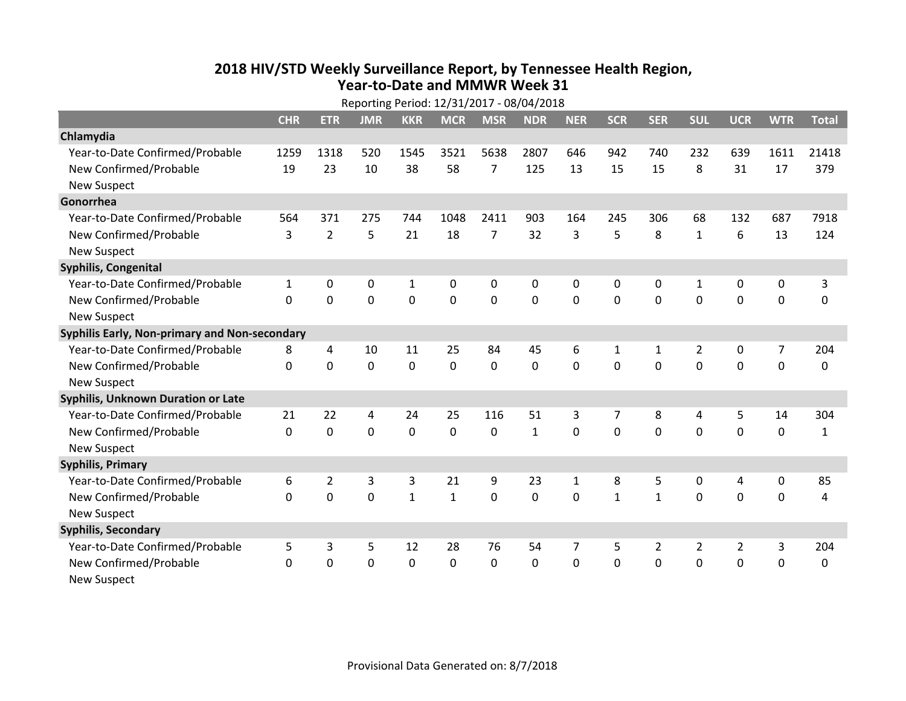# 2018 HIV/STD Weekly Surveillance Report, by Tennessee Health Region, Year-to-Date and MMWR Week 31

Reporting Period: 12/31/2017 - 08/04/2018

| | CHR | ETR | JMR | KKR | MCR | MSR | NDR | NER | SCR | SER | SUL | UCR | WTR | Total |
|---|---|---|---|---|---|---|---|---|---|---|---|---|---|---|
| **Chlamydia** | | | | | | | | | | | | | | |
| Year-to-Date Confirmed/Probable | 1259 | 1318 | 520 | 1545 | 3521 | 5638 | 2807 | 646 | 942 | 740 | 232 | 639 | 1611 | 21418 |
| New Confirmed/Probable | 19 | 23 | 10 | 38 | 58 | 7 | 125 | 13 | 15 | 15 | 8 | 31 | 17 | 379 |
| New Suspect | | | | | | | | | | | | | | |
| **Gonorrhea** | | | | | | | | | | | | | | |
| Year-to-Date Confirmed/Probable | 564 | 371 | 275 | 744 | 1048 | 2411 | 903 | 164 | 245 | 306 | 68 | 132 | 687 | 7918 |
| New Confirmed/Probable | 3 | 2 | 5 | 21 | 18 | 7 | 32 | 3 | 5 | 8 | 1 | 6 | 13 | 124 |
| New Suspect | | | | | | | | | | | | | | |
| **Syphilis, Congenital** | | | | | | | | | | | | | | |
| Year-to-Date Confirmed/Probable | 1 | 0 | 0 | 1 | 0 | 0 | 0 | 0 | 0 | 0 | 1 | 0 | 0 | 3 |
| New Confirmed/Probable | 0 | 0 | 0 | 0 | 0 | 0 | 0 | 0 | 0 | 0 | 0 | 0 | 0 | 0 |
| New Suspect | | | | | | | | | | | | | | |
| **Syphilis Early, Non-primary and Non-secondary** | | | | | | | | | | | | | | |
| Year-to-Date Confirmed/Probable | 8 | 4 | 10 | 11 | 25 | 84 | 45 | 6 | 1 | 1 | 2 | 0 | 7 | 204 |
| New Confirmed/Probable | 0 | 0 | 0 | 0 | 0 | 0 | 0 | 0 | 0 | 0 | 0 | 0 | 0 | 0 |
| New Suspect | | | | | | | | | | | | | | |
| **Syphilis, Unknown Duration or Late** | | | | | | | | | | | | | | |
| Year-to-Date Confirmed/Probable | 21 | 22 | 4 | 24 | 25 | 116 | 51 | 3 | 7 | 8 | 4 | 5 | 14 | 304 |
| New Confirmed/Probable | 0 | 0 | 0 | 0 | 0 | 0 | 1 | 0 | 0 | 0 | 0 | 0 | 0 | 1 |
| New Suspect | | | | | | | | | | | | | | |
| **Syphilis, Primary** | | | | | | | | | | | | | | |
| Year-to-Date Confirmed/Probable | 6 | 2 | 3 | 3 | 21 | 9 | 23 | 1 | 8 | 5 | 0 | 4 | 0 | 85 |
| New Confirmed/Probable | 0 | 0 | 0 | 1 | 1 | 0 | 0 | 0 | 1 | 1 | 0 | 0 | 0 | 4 |
| New Suspect | | | | | | | | | | | | | | |
| **Syphilis, Secondary** | | | | | | | | | | | | | | |
| Year-to-Date Confirmed/Probable | 5 | 3 | 5 | 12 | 28 | 76 | 54 | 7 | 5 | 2 | 2 | 2 | 3 | 204 |
| New Confirmed/Probable | 0 | 0 | 0 | 0 | 0 | 0 | 0 | 0 | 0 | 0 | 0 | 0 | 0 | 0 |
| New Suspect | | | | | | | | | | | | | | |

Provisional Data Generated on: 8/7/2018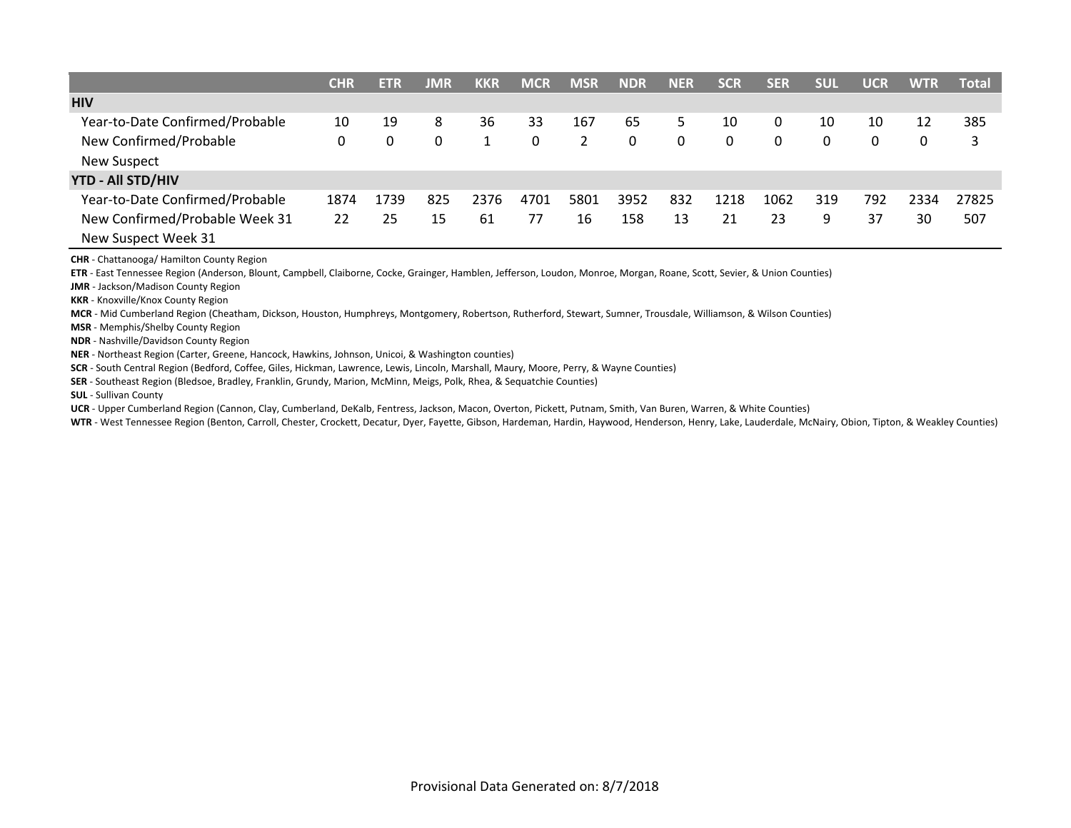| | CHR | ETR | JMR | KKR | MCR | MSR | NDR | NER | SCR | SER | SUL | UCR | WTR | Total |
|---|---|---|---|---|---|---|---|---|---|---|---|---|---|---|
| **HIV** | | | | | | | | | | | | | | |
| Year-to-Date Confirmed/Probable | 10 | 19 | 8 | 36 | 33 | 167 | 65 | 5 | 10 | 0 | 10 | 10 | 12 | 385 |
| New Confirmed/Probable | 0 | 0 | 0 | 1 | 0 | 2 | 0 | 0 | 0 | 0 | 0 | 0 | 0 | 3 |
| New Suspect | | | | | | | | | | | | | | |
| **YTD - All STD/HIV** | | | | | | | | | | | | | | |
| Year-to-Date Confirmed/Probable | 1874 | 1739 | 825 | 2376 | 4701 | 5801 | 3952 | 832 | 1218 | 1062 | 319 | 792 | 2334 | 27825 |
| New Confirmed/Probable Week 31 | 22 | 25 | 15 | 61 | 77 | 16 | 158 | 13 | 21 | 23 | 9 | 37 | 30 | 507 |
| New Suspect Week 31 | | | | | | | | | | | | | | |

**CHR** - Chattanooga/ Hamilton County Region

**ETR** - East Tennessee Region (Anderson, Blount, Campbell, Claiborne, Cocke, Grainger, Hamblen, Jefferson, Loudon, Monroe, Morgan, Roane, Scott, Sevier, & Union Counties)

**JMR** - Jackson/Madison County Region

**KKR** - Knoxville/Knox County Region

**MCR** - Mid Cumberland Region (Cheatham, Dickson, Houston, Humphreys, Montgomery, Robertson, Rutherford, Stewart, Sumner, Trousdale, Williamson, & Wilson Counties)

**MSR** - Memphis/Shelby County Region

**NDR** - Nashville/Davidson County Region

**NER** - Northeast Region (Carter, Greene, Hancock, Hawkins, Johnson, Unicoi, & Washington counties)

**SCR** - South Central Region (Bedford, Coffee, Giles, Hickman, Lawrence, Lewis, Lincoln, Marshall, Maury, Moore, Perry, & Wayne Counties)

**SER** - Southeast Region (Bledsoe, Bradley, Franklin, Grundy, Marion, McMinn, Meigs, Polk, Rhea, & Sequatchie Counties)

**SUL** - Sullivan County

**UCR** - Upper Cumberland Region (Cannon, Clay, Cumberland, DeKalb, Fentress, Jackson, Macon, Overton, Pickett, Putnam, Smith, Van Buren, Warren, & White Counties)

**WTR** - West Tennessee Region (Benton, Carroll, Chester, Crockett, Decatur, Dyer, Fayette, Gibson, Hardeman, Hardin, Haywood, Henderson, Henry, Lake, Lauderdale, McNairy, Obion, Tipton, & Weakley Counties)

Provisional Data Generated on: 8/7/2018